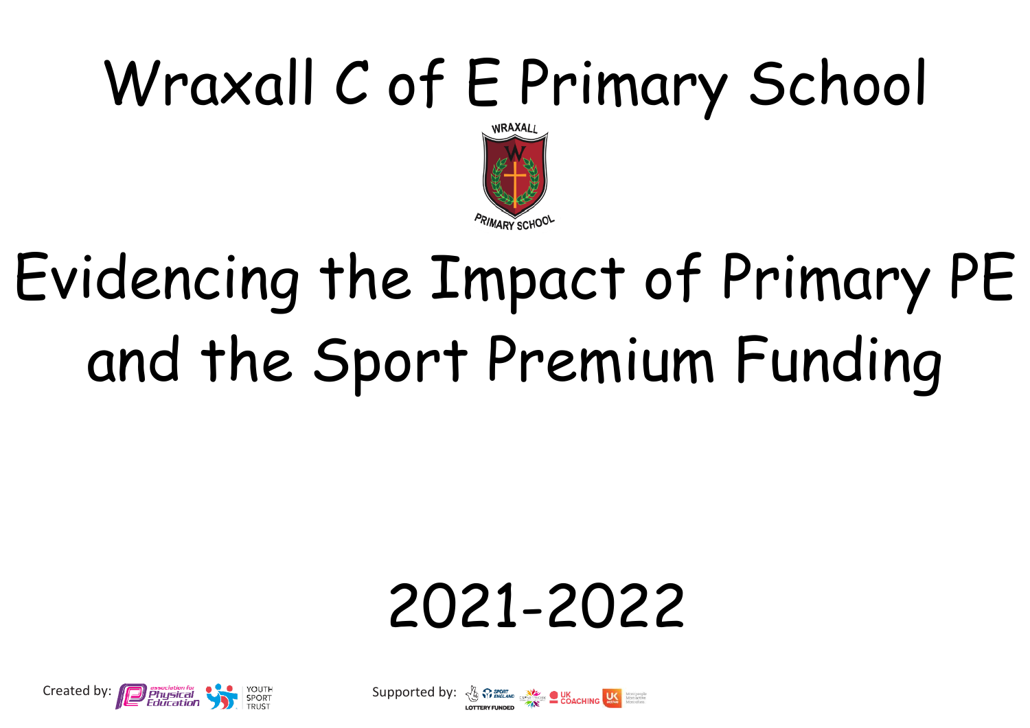# Wraxall C of E Primary School

# Evidencing the Impact of Primary PE and the Sport Premium Funding

## 2021-2022

Created by: association for Physical Education, Youth Sport Trust

Supported by: Sport England, Lottery Funded, CSPN, UK Coaching, UK Active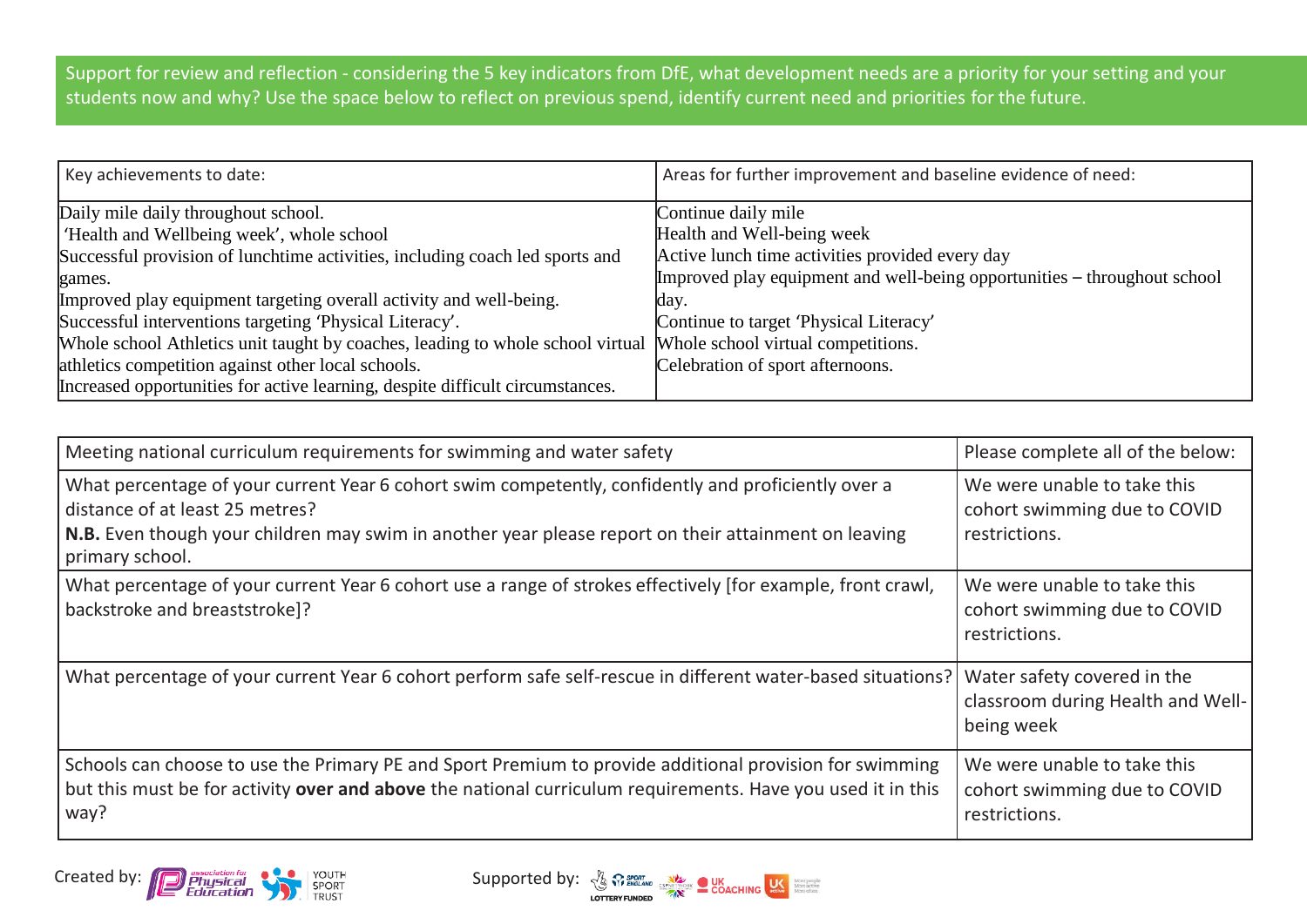Support for review and reflection - considering the 5 key indicators from DfE, what development needs are a priority for your setting and your students now and why? Use the space below to reflect on previous spend, identify current need and priorities for the future.

| Key achievements to date: | Areas for further improvement and baseline evidence of need: |
|---|---|
| Daily mile daily throughout school.<br>'Health and Wellbeing week', whole school<br>Successful provision of lunchtime activities, including coach led sports and games.<br>Improved play equipment targeting overall activity and well-being.<br>Successful interventions targeting 'Physical Literacy'.<br>Whole school Athletics unit taught by coaches, leading to whole school virtual athletics competition against other local schools.<br>Increased opportunities for active learning, despite difficult circumstances. | Continue daily mile<br>Health and Well-being week<br>Active lunch time activities provided every day<br>Improved play equipment and well-being opportunities – throughout school day.<br>Continue to target 'Physical Literacy'<br>Whole school virtual competitions.<br>Celebration of sport afternoons. |

| Meeting national curriculum requirements for swimming and water safety | Please complete all of the below: |
|---|---|
| What percentage of your current Year 6 cohort swim competently, confidently and proficiently over a distance of at least 25 metres?<br>**N.B.** Even though your children may swim in another year please report on their attainment on leaving primary school. | We were unable to take this cohort swimming due to COVID restrictions. |
| What percentage of your current Year 6 cohort use a range of strokes effectively [for example, front crawl, backstroke and breaststroke]? | We were unable to take this cohort swimming due to COVID restrictions. |
| What percentage of your current Year 6 cohort perform safe self-rescue in different water-based situations? | Water safety covered in the classroom during Health and Well-being week |
| Schools can choose to use the Primary PE and Sport Premium to provide additional provision for swimming but this must be for activity **over and above** the national curriculum requirements. Have you used it in this way? | We were unable to take this cohort swimming due to COVID restrictions. |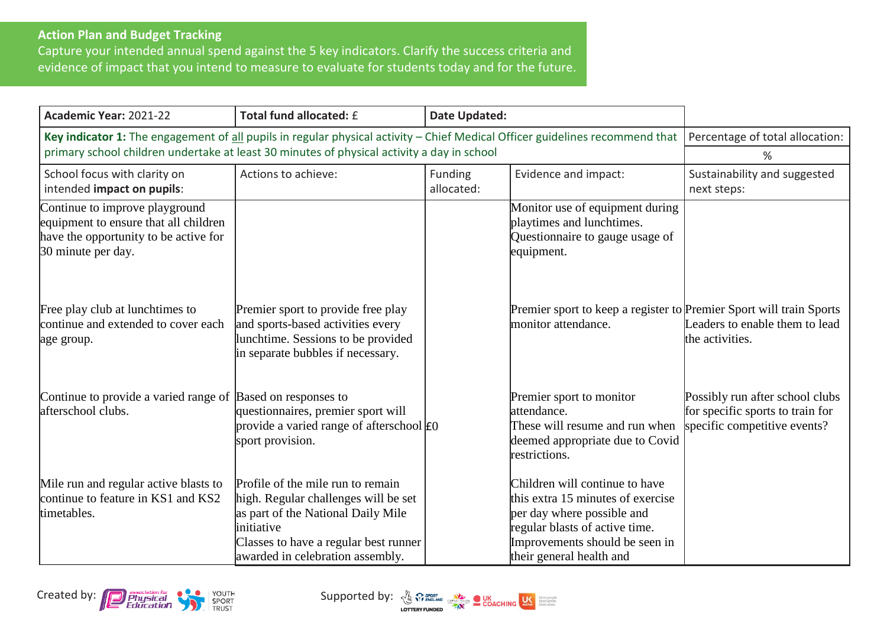## Action Plan and Budget Tracking

Capture your intended annual spend against the 5 key indicators. Clarify the success criteria and evidence of impact that you intend to measure to evaluate for students today and for the future.

| **Academic Year:** 2021-22 | **Total fund allocated:** £ | **Date Updated:** | | |
|---|---|---|---|---|
| **Key indicator 1:** The engagement of all pupils in regular physical activity – Chief Medical Officer guidelines recommend that primary school children undertake at least 30 minutes of physical activity a day in school | | | | Percentage of total allocation: % |
| School focus with clarity on intended **impact on pupils**: | Actions to achieve: | Funding allocated: | Evidence and impact: | Sustainability and suggested next steps: |
| Continue to improve playground equipment to ensure that all children have the opportunity to be active for 30 minute per day. | | | Monitor use of equipment during playtimes and lunchtimes. Questionnaire to gauge usage of equipment. | |
| Free play club at lunchtimes to continue and extended to cover each age group. | Premier sport to provide free play and sports-based activities every lunchtime. Sessions to be provided in separate bubbles if necessary. | | Premier sport to keep a register to monitor attendance. | Premier Sport will train Sports Leaders to enable them to lead the activities. |
| Continue to provide a varied range of afterschool clubs. | Based on responses to questionnaires, premier sport will provide a varied range of afterschool sport provision. | £0 | Premier sport to monitor attendance. These will resume and run when deemed appropriate due to Covid restrictions. | Possibly run after school clubs for specific sports to train for specific competitive events? |
| Mile run and regular active blasts to continue to feature in KS1 and KS2 timetables. | Profile of the mile run to remain high. Regular challenges will be set as part of the National Daily Mile initiative<br>Classes to have a regular best runner awarded in celebration assembly. | | Children will continue to have this extra 15 minutes of exercise per day where possible and regular blasts of active time. Improvements should be seen in their general health and | |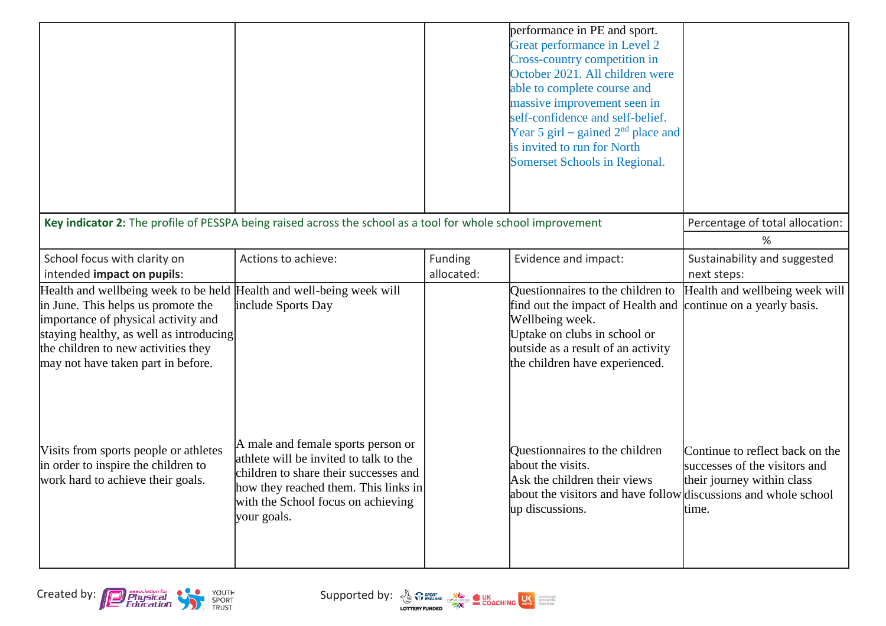| | | | performance in PE and sport. Great performance in Level 2 Cross-country competition in October 2021. All children were able to complete course and massive improvement seen in self-confidence and self-belief. Year 5 girl – gained 2nd place and is invited to run for North Somerset Schools in Regional. | |
|---|---|---|---|---|

| **Key indicator 2:** The profile of PESSPA being raised across the school as a tool for whole school improvement | | | | Percentage of total allocation: |
|---|---|---|---|---|
| | | | | % |
| School focus with clarity on intended **impact on pupils**: | Actions to achieve: | Funding allocated: | Evidence and impact: | Sustainability and suggested next steps: |
| Health and wellbeing week to be held in June. This helps us promote the importance of physical activity and staying healthy, as well as introducing the children to new activities they may not have taken part in before. | Health and well-being week will include Sports Day | | Questionnaires to the children to find out the impact of Health and Wellbeing week.<br>Uptake on clubs in school or outside as a result of an activity the children have experienced. | Health and wellbeing week will continue on a yearly basis. |
| Visits from sports people or athletes in order to inspire the children to work hard to achieve their goals. | A male and female sports person or athlete will be invited to talk to the children to share their successes and how they reached them. This links in with the School focus on achieving your goals. | | Questionnaires to the children about the visits.<br>Ask the children their views about the visitors and have follow up discussions. | Continue to reflect back on the successes of the visitors and their journey within class discussions and whole school time. |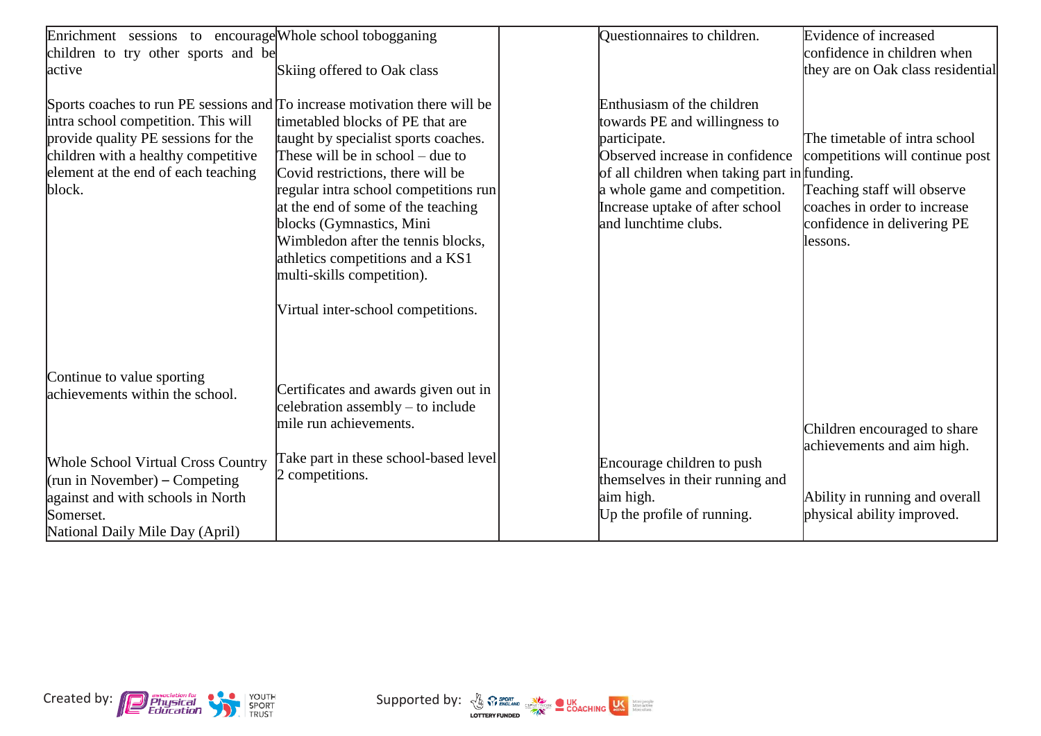| | | | | |
|---|---|---|---|---|
| Enrichment sessions to encourage children to try other sports and be active | Whole school tobogganing<br><br>Skiing offered to Oak class | | Questionnaires to children. | Evidence of increased confidence in children when they are on Oak class residential |
| Sports coaches to run PE sessions and intra school competition. This will provide quality PE sessions for the children with a healthy competitive element at the end of each teaching block. | To increase motivation there will be timetabled blocks of PE that are taught by specialist sports coaches. These will be in school – due to Covid restrictions, there will be regular intra school competitions run at the end of some of the teaching blocks (Gymnastics, Mini Wimbledon after the tennis blocks, athletics competitions and a KS1 multi-skills competition).<br><br>Virtual inter-school competitions. | | Enthusiasm of the children towards PE and willingness to participate.<br>Observed increase in confidence of all children when taking part in a whole game and competition.<br>Increase uptake of after school and lunchtime clubs. | The timetable of intra school competitions will continue post funding.<br>Teaching staff will observe coaches in order to increase confidence in delivering PE lessons. |
| Continue to value sporting achievements within the school.<br><br>Whole School Virtual Cross Country (run in November) – Competing against and with schools in North Somerset.<br>National Daily Mile Day (April) | Certificates and awards given out in celebration assembly – to include mile run achievements.<br><br>Take part in these school-based level 2 competitions. | | Encourage children to push themselves in their running and aim high.<br>Up the profile of running. | Children encouraged to share achievements and aim high.<br><br>Ability in running and overall physical ability improved. |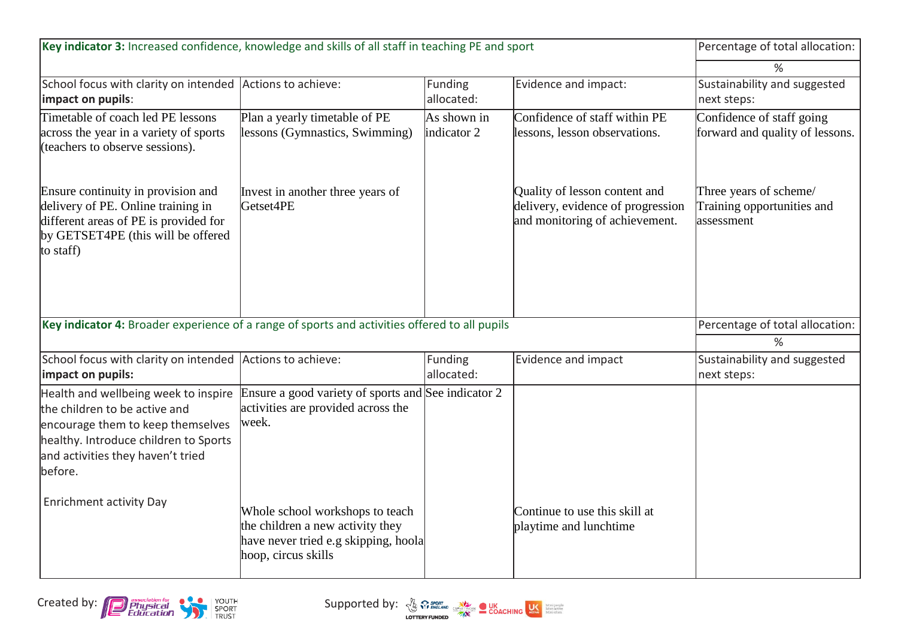| **Key indicator 3:** Increased confidence, knowledge and skills of all staff in teaching PE and sport | | | | Percentage of total allocation: |
|---|---|---|---|---|
| | | | | % |
| School focus with clarity on intended **impact on pupils**: | Actions to achieve: | Funding allocated: | Evidence and impact: | Sustainability and suggested next steps: |
| Timetable of coach led PE lessons across the year in a variety of sports (teachers to observe sessions). | Plan a yearly timetable of PE lessons (Gymnastics, Swimming) | As shown in indicator 2 | Confidence of staff within PE lessons, lesson observations. | Confidence of staff going forward and quality of lessons. |
| Ensure continuity in provision and delivery of PE. Online training in different areas of PE is provided for by GETSET4PE (this will be offered to staff) | Invest in another three years of Getset4PE | | Quality of lesson content and delivery, evidence of progression and monitoring of achievement. | Three years of scheme/ Training opportunities and assessment |

| **Key indicator 4:** Broader experience of a range of sports and activities offered to all pupils | | | | Percentage of total allocation: |
|---|---|---|---|---|
| | | | | % |
| School focus with clarity on intended **impact on pupils:** | Actions to achieve: | Funding allocated: | Evidence and impact | Sustainability and suggested next steps: |
| Health and wellbeing week to inspire the children to be active and encourage them to keep themselves healthy. Introduce children to Sports and activities they haven't tried before. | Ensure a good variety of sports and activities are provided across the week. | See indicator 2 | | |
| Enrichment activity Day | Whole school workshops to teach the children a new activity they have never tried e.g skipping, hoola hoop, circus skills | | Continue to use this skill at playtime and lunchtime | |

Created by: association for Physical Education, Youth Sport Trust

Supported by: Sport England, Lottery Funded, CSPNetwork, UK Coaching, UK Active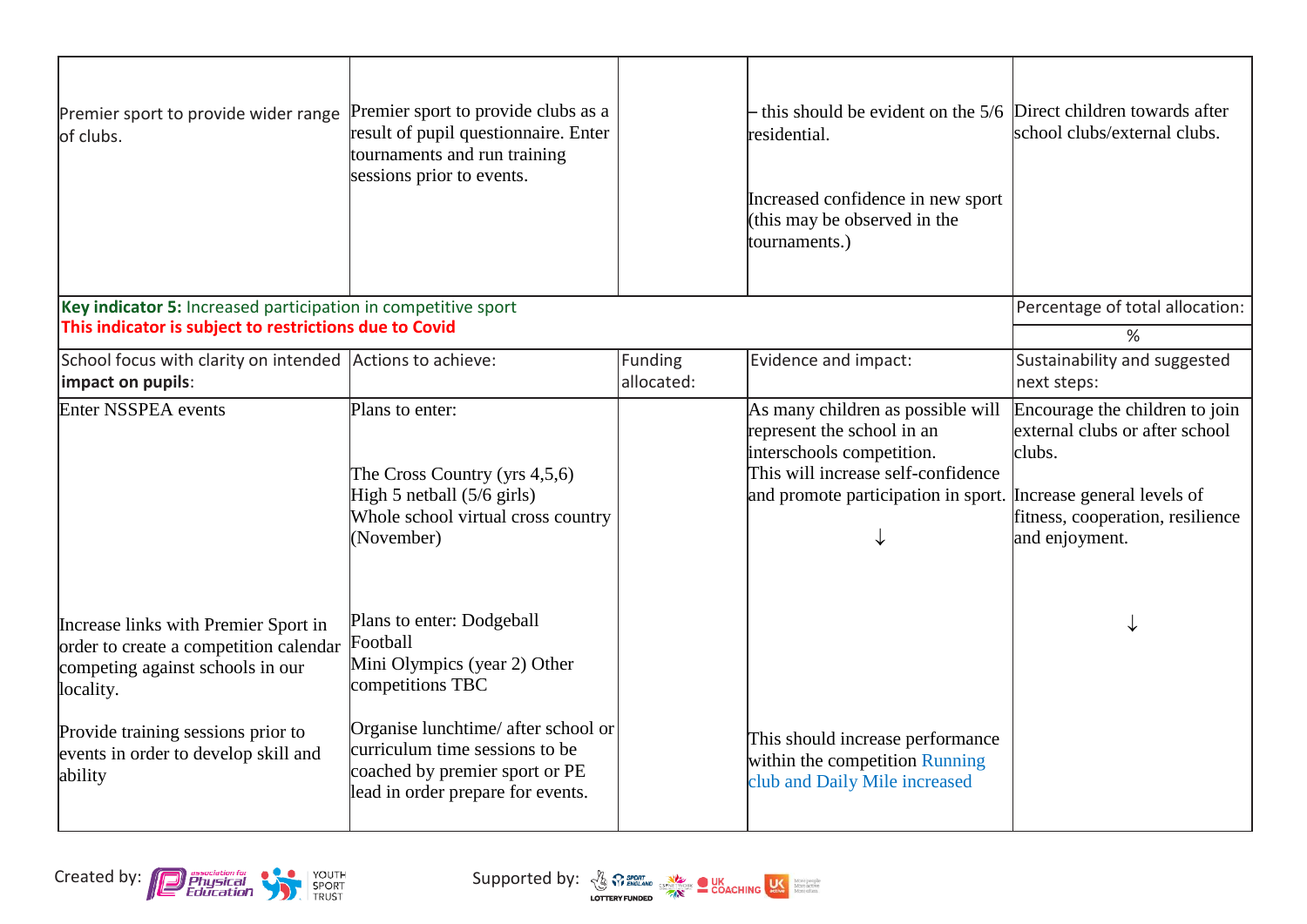| | | | | |
|---|---|---|---|---|
| Premier sport to provide wider range of clubs. | Premier sport to provide clubs as a result of pupil questionnaire. Enter tournaments and run training sessions prior to events. | | – this should be evident on the 5/6 residential.<br><br>Increased confidence in new sport (this may be observed in the tournaments.) | Direct children towards after school clubs/external clubs. |
| **Key indicator 5:** Increased participation in competitive sport<br>**This indicator is subject to restrictions due to Covid** | | | | Percentage of total allocation:<br>% |
| School focus with clarity on intended **impact on pupils**: | Actions to achieve: | Funding allocated: | Evidence and impact: | Sustainability and suggested next steps: |
| Enter NSSPEA events<br><br>Increase links with Premier Sport in order to create a competition calendar competing against schools in our locality.<br><br>Provide training sessions prior to events in order to develop skill and ability | Plans to enter:<br><br>The Cross Country (yrs 4,5,6)<br>High 5 netball (5/6 girls)<br>Whole school virtual cross country (November)<br><br>Plans to enter: Dodgeball<br>Football<br>Mini Olympics (year 2) Other competitions TBC<br><br>Organise lunchtime/ after school or curriculum time sessions to be coached by premier sport or PE lead in order prepare for events. | | As many children as possible will represent the school in an interschools competition.<br>This will increase self-confidence and promote participation in sport.<br>↓<br><br>This should increase performance within the competition Running club and Daily Mile increased | Encourage the children to join external clubs or after school clubs.<br><br>Increase general levels of fitness, cooperation, resilience and enjoyment.<br><br>↓ |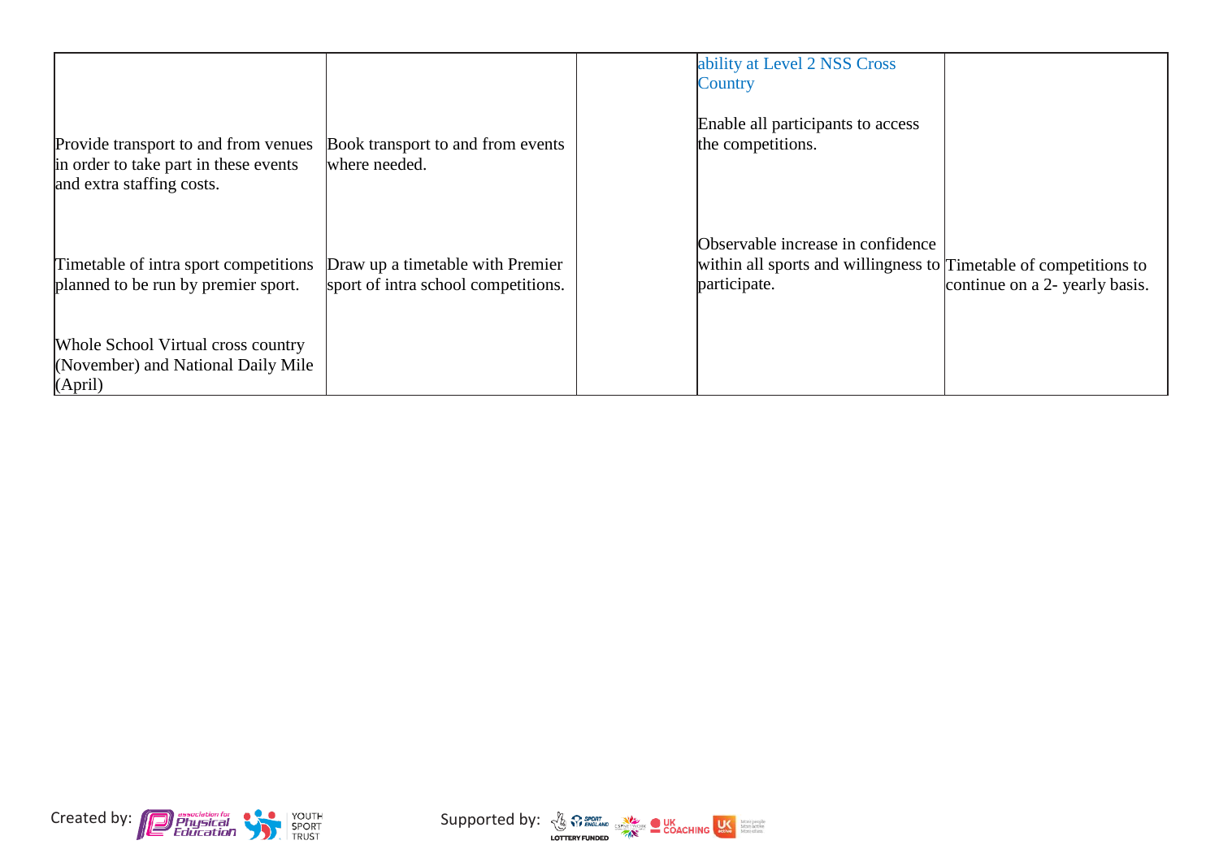| | | | | |
|---|---|---|---|---|
| | | | ability at Level 2 NSS Cross Country | |
| Provide transport to and from venues in order to take part in these events and extra staffing costs. | Book transport to and from events where needed. | | Enable all participants to access the competitions. | |
| Timetable of intra sport competitions planned to be run by premier sport. | Draw up a timetable with Premier sport of intra school competitions. | | Observable increase in confidence within all sports and willingness to participate. | Timetable of competitions to continue on a 2- yearly basis. |
| Whole School Virtual cross country (November) and National Daily Mile (April) | | | | |